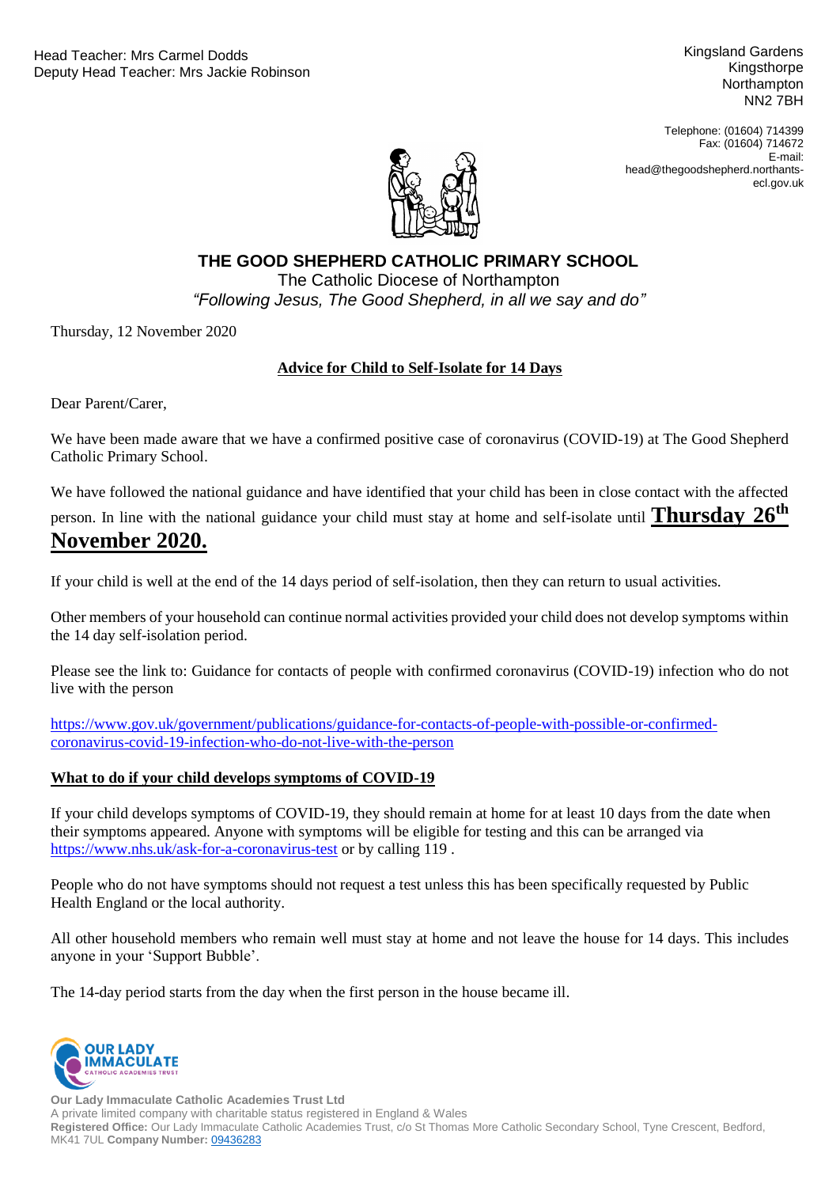Head Teacher: Mrs Carmel Dodds
Deputy Head Teacher: Mrs Jackie Robinson

Kingsland Gardens
Kingsthorpe
Northampton
NN2 7BH

Telephone: (01604) 714399
Fax: (01604) 714672
E-mail: head@thegoodshepherd.northants-ecl.gov.uk

# THE GOOD SHEPHERD CATHOLIC PRIMARY SCHOOL

The Catholic Diocese of Northampton

*"Following Jesus, The Good Shepherd, in all we say and do"*

Thursday, 12 November 2020

**Advice for Child to Self-Isolate for 14 Days**

Dear Parent/Carer,

We have been made aware that we have a confirmed positive case of coronavirus (COVID-19) at The Good Shepherd Catholic Primary School.

We have followed the national guidance and have identified that your child has been in close contact with the affected person. In line with the national guidance your child must stay at home and self-isolate until **Thursday 26th November 2020.**

If your child is well at the end of the 14 days period of self-isolation, then they can return to usual activities.

Other members of your household can continue normal activities provided your child does not develop symptoms within the 14 day self-isolation period.

Please see the link to: Guidance for contacts of people with confirmed coronavirus (COVID-19) infection who do not live with the person

https://www.gov.uk/government/publications/guidance-for-contacts-of-people-with-possible-or-confirmed-coronavirus-covid-19-infection-who-do-not-live-with-the-person

**What to do if your child develops symptoms of COVID-19**

If your child develops symptoms of COVID-19, they should remain at home for at least 10 days from the date when their symptoms appeared. Anyone with symptoms will be eligible for testing and this can be arranged via https://www.nhs.uk/ask-for-a-coronavirus-test or by calling 119 .

People who do not have symptoms should not request a test unless this has been specifically requested by Public Health England or the local authority.

All other household members who remain well must stay at home and not leave the house for 14 days. This includes anyone in your 'Support Bubble'.

The 14-day period starts from the day when the first person in the house became ill.

**Our Lady Immaculate Catholic Academies Trust Ltd**
A private limited company with charitable status registered in England & Wales
**Registered Office:** Our Lady Immaculate Catholic Academies Trust, c/o St Thomas More Catholic Secondary School, Tyne Crescent, Bedford, MK41 7UL **Company Number:** 09436283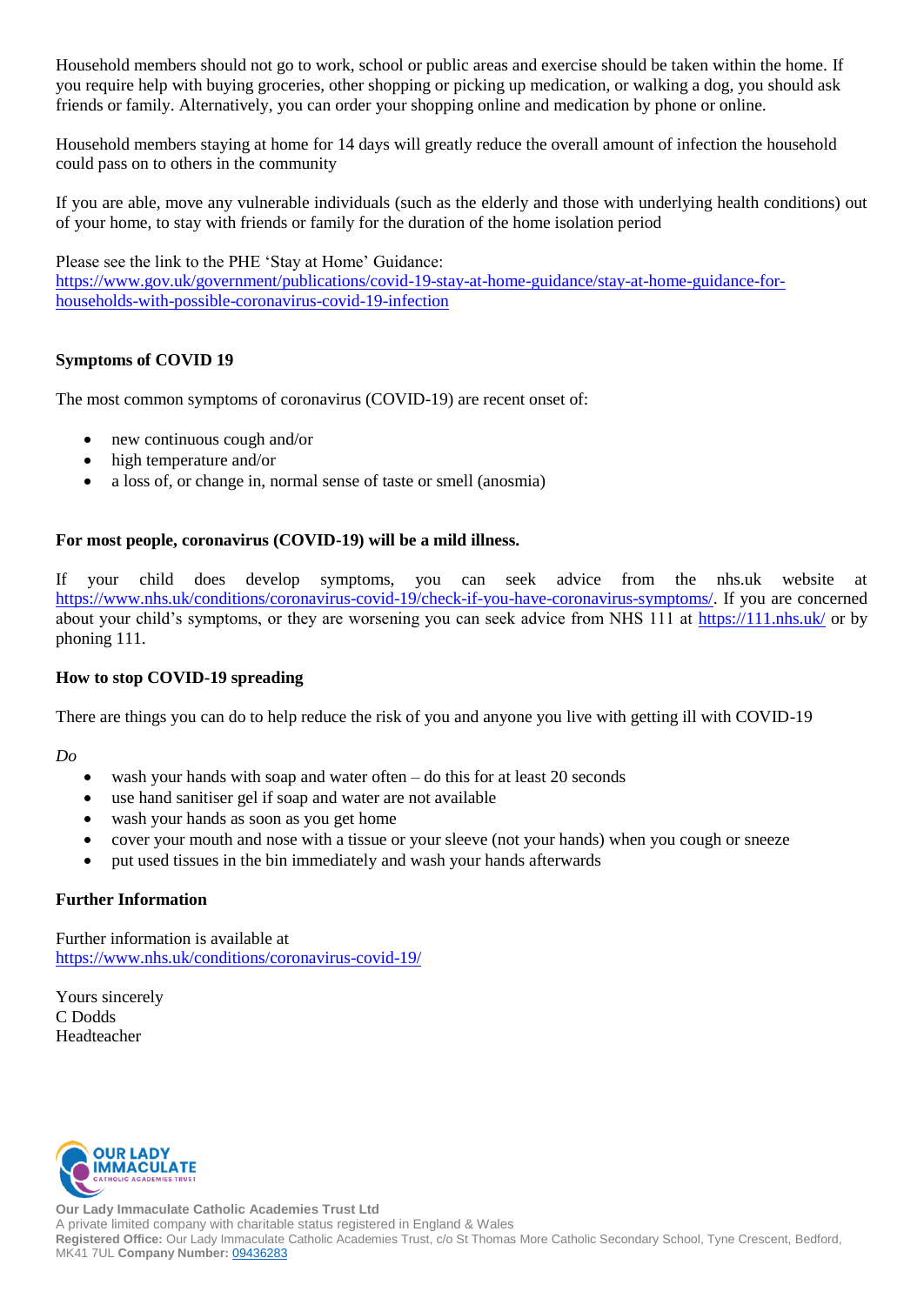Household members should not go to work, school or public areas and exercise should be taken within the home. If you require help with buying groceries, other shopping or picking up medication, or walking a dog, you should ask friends or family. Alternatively, you can order your shopping online and medication by phone or online.

Household members staying at home for 14 days will greatly reduce the overall amount of infection the household could pass on to others in the community

If you are able, move any vulnerable individuals (such as the elderly and those with underlying health conditions) out of your home, to stay with friends or family for the duration of the home isolation period

Please see the link to the PHE 'Stay at Home' Guidance:
https://www.gov.uk/government/publications/covid-19-stay-at-home-guidance/stay-at-home-guidance-for-households-with-possible-coronavirus-covid-19-infection

**Symptoms of COVID 19**

The most common symptoms of coronavirus (COVID-19) are recent onset of:

- new continuous cough and/or
- high temperature and/or
- a loss of, or change in, normal sense of taste or smell (anosmia)

**For most people, coronavirus (COVID-19) will be a mild illness.**

If your child does develop symptoms, you can seek advice from the nhs.uk website at https://www.nhs.uk/conditions/coronavirus-covid-19/check-if-you-have-coronavirus-symptoms/. If you are concerned about your child's symptoms, or they are worsening you can seek advice from NHS 111 at https://111.nhs.uk/ or by phoning 111.

**How to stop COVID-19 spreading**

There are things you can do to help reduce the risk of you and anyone you live with getting ill with COVID-19

*Do*

- wash your hands with soap and water often – do this for at least 20 seconds
- use hand sanitiser gel if soap and water are not available
- wash your hands as soon as you get home
- cover your mouth and nose with a tissue or your sleeve (not your hands) when you cough or sneeze
- put used tissues in the bin immediately and wash your hands afterwards

**Further Information**

Further information is available at
https://www.nhs.uk/conditions/coronavirus-covid-19/

Yours sincerely
C Dodds
Headteacher

OUR LADY IMMACULATE CATHOLIC ACADEMIES TRUST

**Our Lady Immaculate Catholic Academies Trust Ltd**
A private limited company with charitable status registered in England & Wales
**Registered Office:** Our Lady Immaculate Catholic Academies Trust, c/o St Thomas More Catholic Secondary School, Tyne Crescent, Bedford, MK41 7UL **Company Number:** 09436283